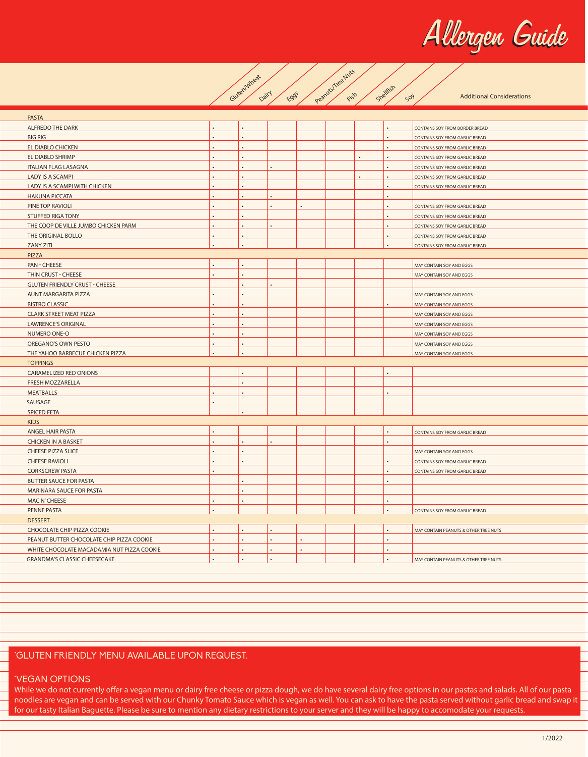# Allergen Guide

| | Gluten/Wheat | Dairy | Eggs | Peanuts/Tree Nuts | Fish | Shellfish | Soy | Additional Considerations |
|---|---|---|---|---|---|---|---|---|
| **PASTA** | | | | | | | | |
| ALFREDO THE DARK | • | • | | | | | • | CONTAINS SOY FROM BORDER BREAD |
| BIG RIG | • | • | | | | | • | CONTAINS SOY FROM GARLIC BREAD |
| EL DIABLO CHICKEN | • | • | | | | | • | CONTAINS SOY FROM GARLIC BREAD |
| EL DIABLO SHRIMP | • | • | | | | • | • | CONTAINS SOY FROM GARLIC BREAD |
| ITALIAN FLAG LASAGNA | • | • | • | | | | • | CONTAINS SOY FROM GARLIC BREAD |
| LADY IS A SCAMPI | • | • | | | | • | • | CONTAINS SOY FROM GARLIC BREAD |
| LADY IS A SCAMPI WITH CHICKEN | • | • | | | | | • | CONTAINS SOY FROM GARLIC BREAD |
| HAKUNA PICCATA | • | • | • | | | | • | |
| PINE TOP RAVIOLI | • | • | • | • | | | • | CONTAINS SOY FROM GARLIC BREAD |
| STUFFED RIGA TONY | • | • | | | | | • | CONTAINS SOY FROM GARLIC BREAD |
| THE COOP DE VILLE JUMBO CHICKEN PARM | • | • | • | | | | • | CONTAINS SOY FROM GARLIC BREAD |
| THE ORIGINAL BOLLO | • | • | | | | | • | CONTAINS SOY FROM GARLIC BREAD |
| ZANY ZITI | • | • | | | | | • | CONTAINS SOY FROM GARLIC BREAD |
| **PIZZA** | | | | | | | | |
| PAN - CHEESE | • | • | | | | | | MAY CONTAIN SOY AND EGGS |
| THIN CRUST - CHEESE | • | • | | | | | | MAY CONTAIN SOY AND EGGS |
| GLUTEN FRIENDLY CRUST - CHEESE | | • | • | | | | | |
| AUNT MARGARITA PIZZA | • | • | | | | | | MAY CONTAIN SOY AND EGGS |
| BISTRO CLASSIC | • | • | | | | | • | MAY CONTAIN SOY AND EGGS |
| CLARK STREET MEAT PIZZA | • | • | | | | | | MAY CONTAIN SOY AND EGGS |
| LAWRENCE'S ORIGINAL | • | • | | | | | | MAY CONTAIN SOY AND EGGS |
| NUMERO ONE-O | • | • | | | | | | MAY CONTAIN SOY AND EGGS |
| OREGANO'S OWN PESTO | • | • | | | | | | MAY CONTAIN SOY AND EGGS |
| THE YAHOO BARBECUE CHICKEN PIZZA | • | • | | | | | | MAY CONTAIN SOY AND EGGS |
| **TOPPINGS** | | | | | | | | |
| CARAMELIZED RED ONIONS | | • | | | | | • | |
| FRESH MOZZARELLA | | • | | | | | | |
| MEATBALLS | • | • | | | | | • | |
| SAUSAGE | • | | | | | | | |
| SPICED FETA | | • | | | | | | |
| **KIDS** | | | | | | | | |
| ANGEL HAIR PASTA | • | | | | | | • | CONTAINS SOY FROM GARLIC BREAD |
| CHICKEN IN A BASKET | • | • | • | | | | • | |
| CHEESE PIZZA SLICE | • | • | | | | | | MAY CONTAIN SOY AND EGGS |
| CHEESE RAVIOLI | • | • | | | | | • | CONTAINS SOY FROM GARLIC BREAD |
| CORKSCREW PASTA | • | | | | | | • | CONTAINS SOY FROM GARLIC BREAD |
| BUTTER SAUCE FOR PASTA | | • | | | | | • | |
| MARINARA SAUCE FOR PASTA | | • | | | | | | |
| MAC N' CHEESE | • | • | | | | | • | |
| PENNE PASTA | • | | | | | | • | CONTAINS SOY FROM GARLIC BREAD |
| **DESSERT** | | | | | | | | |
| CHOCOLATE CHIP PIZZA COOKIE | • | • | • | | | | • | MAY CONTAIN PEANUTS & OTHER TREE NUTS |
| PEANUT BUTTER CHOCOLATE CHIP PIZZA COOKIE | • | • | • | • | | | • | |
| WHITE CHOCOLATE MACADAMIA NUT PIZZA COOKIE | • | • | • | • | | | • | |
| GRANDMA'S CLASSIC CHEESECAKE | • | • | • | | | | • | MAY CONTAIN PEANUTS & OTHER TREE NUTS |

*GLUTEN FRIENDLY MENU AVAILABLE UPON REQUEST.

*VEGAN OPTIONS

While we do not currently offer a vegan menu or dairy free cheese or pizza dough, we do have several dairy free options in our pastas and salads. All of our pasta noodles are vegan and can be served with our Chunky Tomato Sauce which is vegan as well. You can ask to have the pasta served without garlic bread and swap it for our tasty Italian Baguette. Please be sure to mention any dietary restrictions to your server and they will be happy to accomodate your requests.

1/2022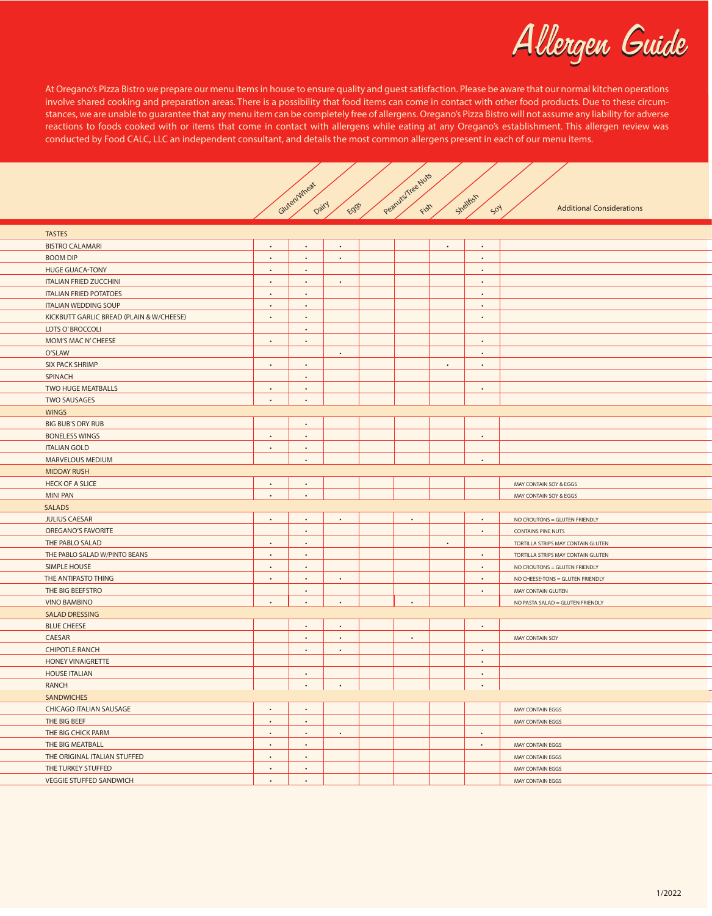# Allergen Guide

At Oregano's Pizza Bistro we prepare our menu items in house to ensure quality and guest satisfaction. Please be aware that our normal kitchen operations involve shared cooking and preparation areas. There is a possibility that food items can come in contact with other food products. Due to these circumstances, we are unable to guarantee that any menu item can be completely free of allergens. Oregano's Pizza Bistro will not assume any liability for adverse reactions to foods cooked with or items that come in contact with allergens while eating at any Oregano's establishment. This allergen review was conducted by Food CALC, LLC an independent consultant, and details the most common allergens present in each of our menu items.

| | Gluten/Wheat | Dairy | Eggs | Peanuts/Tree Nuts | Fish | Shellfish | Soy | Additional Considerations |
|---|---|---|---|---|---|---|---|---|
| **TASTES** | | | | | | | | |
| BISTRO CALAMARI | • | • | • | | | • | • | |
| BOOM DIP | • | • | • | | | | • | |
| HUGE GUACA-TONY | • | • | | | | | • | |
| ITALIAN FRIED ZUCCHINI | • | • | • | | | | • | |
| ITALIAN FRIED POTATOES | • | • | | | | | • | |
| ITALIAN WEDDING SOUP | • | • | | | | | • | |
| KICKBUTT GARLIC BREAD (PLAIN & W/CHEESE) | • | • | | | | | • | |
| LOTS O' BROCCOLI | | • | | | | | | |
| MOM'S MAC N' CHEESE | • | • | | | | | • | |
| O'SLAW | | | • | | | | • | |
| SIX PACK SHRIMP | • | • | | | | • | • | |
| SPINACH | | • | | | | | | |
| TWO HUGE MEATBALLS | • | • | | | | | • | |
| TWO SAUSAGES | • | • | | | | | | |
| **WINGS** | | | | | | | | |
| BIG BUB'S DRY RUB | | • | | | | | | |
| BONELESS WINGS | • | • | | | | | • | |
| ITALIAN GOLD | • | • | | | | | | |
| MARVELOUS MEDIUM | | • | | | | | • | |
| **MIDDAY RUSH** | | | | | | | | |
| HECK OF A SLICE | • | • | | | | | | MAY CONTAIN SOY & EGGS |
| MINI PAN | • | • | | | | | | MAY CONTAIN SOY & EGGS |
| **SALADS** | | | | | | | | |
| JULIUS CAESAR | • | • | • | | • | | • | NO CROUTONS = GLUTEN FRIENDLY |
| OREGANO'S FAVORITE | | • | | | | | • | CONTAINS PINE NUTS |
| THE PABLO SALAD | • | • | | | | • | | TORTILLA STRIPS MAY CONTAIN GLUTEN |
| THE PABLO SALAD W/PINTO BEANS | • | • | | | | | • | TORTILLA STRIPS MAY CONTAIN GLUTEN |
| SIMPLE HOUSE | • | • | | | | | • | NO CROUTONS = GLUTEN FRIENDLY |
| THE ANTIPASTO THING | • | • | • | | | | • | NO CHEESE-TONS = GLUTEN FRIENDLY |
| THE BIG BEEFSTRO | | • | | | | | • | MAY CONTAIN GLUTEN |
| VINO BAMBINO | • | • | • | | • | | | NO PASTA SALAD = GLUTEN FRIENDLY |
| **SALAD DRESSING** | | | | | | | | |
| BLUE CHEESE | | • | • | | | | • | |
| CAESAR | | • | • | | • | | | MAY CONTAIN SOY |
| CHIPOTLE RANCH | | • | • | | | | • | |
| HONEY VINAIGRETTE | | | | | | | • | |
| HOUSE ITALIAN | | • | | | | | • | |
| RANCH | | • | • | | | | • | |
| **SANDWICHES** | | | | | | | | |
| CHICAGO ITALIAN SAUSAGE | • | • | | | | | | MAY CONTAIN EGGS |
| THE BIG BEEF | • | • | | | | | | MAY CONTAIN EGGS |
| THE BIG CHICK PARM | • | • | • | | | | • | |
| THE BIG MEATBALL | • | • | | | | | • | MAY CONTAIN EGGS |
| THE ORIGINAL ITALIAN STUFFED | • | • | | | | | | MAY CONTAIN EGGS |
| THE TURKEY STUFFED | • | • | | | | | | MAY CONTAIN EGGS |
| VEGGIE STUFFED SANDWICH | • | • | | | | | | MAY CONTAIN EGGS |

1/2022